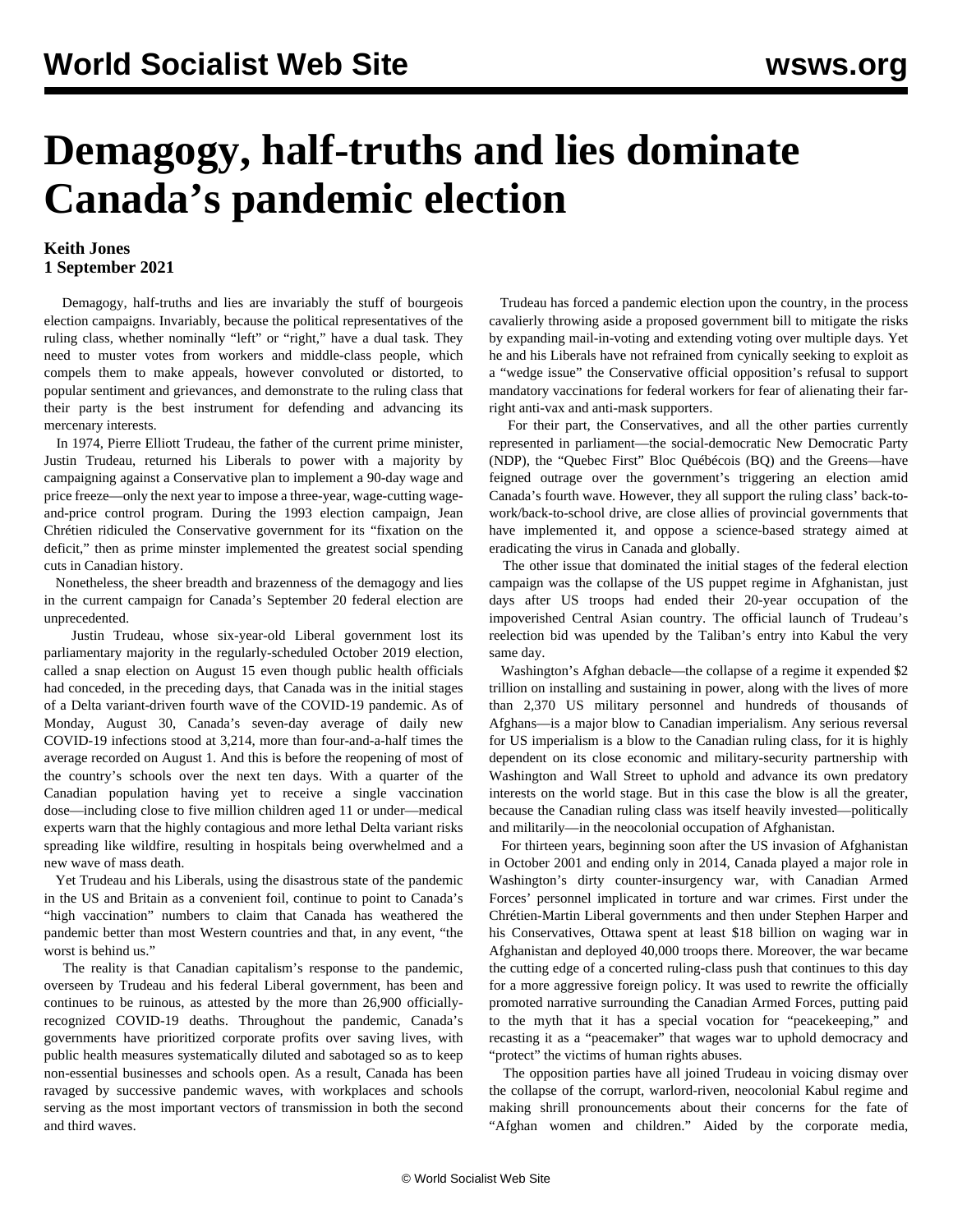# Demagogy, half-truths and lies dominate Canada's pandemic election

**Keith Jones**
**1 September 2021**

Demagogy, half-truths and lies are invariably the stuff of bourgeois election campaigns. Invariably, because the political representatives of the ruling class, whether nominally "left" or "right," have a dual task. They need to muster votes from workers and middle-class people, which compels them to make appeals, however convoluted or distorted, to popular sentiment and grievances, and demonstrate to the ruling class that their party is the best instrument for defending and advancing its mercenary interests.

In 1974, Pierre Elliott Trudeau, the father of the current prime minister, Justin Trudeau, returned his Liberals to power with a majority by campaigning against a Conservative plan to implement a 90-day wage and price freeze—only the next year to impose a three-year, wage-cutting wage-and-price control program. During the 1993 election campaign, Jean Chrétien ridiculed the Conservative government for its "fixation on the deficit," then as prime minster implemented the greatest social spending cuts in Canadian history.

Nonetheless, the sheer breadth and brazenness of the demagogy and lies in the current campaign for Canada's September 20 federal election are unprecedented.

Justin Trudeau, whose six-year-old Liberal government lost its parliamentary majority in the regularly-scheduled October 2019 election, called a snap election on August 15 even though public health officials had conceded, in the preceding days, that Canada was in the initial stages of a Delta variant-driven fourth wave of the COVID-19 pandemic. As of Monday, August 30, Canada's seven-day average of daily new COVID-19 infections stood at 3,214, more than four-and-a-half times the average recorded on August 1. And this is before the reopening of most of the country's schools over the next ten days. With a quarter of the Canadian population having yet to receive a single vaccination dose—including close to five million children aged 11 or under—medical experts warn that the highly contagious and more lethal Delta variant risks spreading like wildfire, resulting in hospitals being overwhelmed and a new wave of mass death.

Yet Trudeau and his Liberals, using the disastrous state of the pandemic in the US and Britain as a convenient foil, continue to point to Canada's "high vaccination" numbers to claim that Canada has weathered the pandemic better than most Western countries and that, in any event, "the worst is behind us."

The reality is that Canadian capitalism's response to the pandemic, overseen by Trudeau and his federal Liberal government, has been and continues to be ruinous, as attested by the more than 26,900 officially-recognized COVID-19 deaths. Throughout the pandemic, Canada's governments have prioritized corporate profits over saving lives, with public health measures systematically diluted and sabotaged so as to keep non-essential businesses and schools open. As a result, Canada has been ravaged by successive pandemic waves, with workplaces and schools serving as the most important vectors of transmission in both the second and third waves.

Trudeau has forced a pandemic election upon the country, in the process cavalierly throwing aside a proposed government bill to mitigate the risks by expanding mail-in-voting and extending voting over multiple days. Yet he and his Liberals have not refrained from cynically seeking to exploit as a "wedge issue" the Conservative official opposition's refusal to support mandatory vaccinations for federal workers for fear of alienating their far-right anti-vax and anti-mask supporters.

For their part, the Conservatives, and all the other parties currently represented in parliament—the social-democratic New Democratic Party (NDP), the "Quebec First" Bloc Québécois (BQ) and the Greens—have feigned outrage over the government's triggering an election amid Canada's fourth wave. However, they all support the ruling class' back-to-work/back-to-school drive, are close allies of provincial governments that have implemented it, and oppose a science-based strategy aimed at eradicating the virus in Canada and globally.

The other issue that dominated the initial stages of the federal election campaign was the collapse of the US puppet regime in Afghanistan, just days after US troops had ended their 20-year occupation of the impoverished Central Asian country. The official launch of Trudeau's reelection bid was upended by the Taliban's entry into Kabul the very same day.

Washington's Afghan debacle—the collapse of a regime it expended $2 trillion on installing and sustaining in power, along with the lives of more than 2,370 US military personnel and hundreds of thousands of Afghans—is a major blow to Canadian imperialism. Any serious reversal for US imperialism is a blow to the Canadian ruling class, for it is highly dependent on its close economic and military-security partnership with Washington and Wall Street to uphold and advance its own predatory interests on the world stage. But in this case the blow is all the greater, because the Canadian ruling class was itself heavily invested—politically and militarily—in the neocolonial occupation of Afghanistan.

For thirteen years, beginning soon after the US invasion of Afghanistan in October 2001 and ending only in 2014, Canada played a major role in Washington's dirty counter-insurgency war, with Canadian Armed Forces' personnel implicated in torture and war crimes. First under the Chrétien-Martin Liberal governments and then under Stephen Harper and his Conservatives, Ottawa spent at least $18 billion on waging war in Afghanistan and deployed 40,000 troops there. Moreover, the war became the cutting edge of a concerted ruling-class push that continues to this day for a more aggressive foreign policy. It was used to rewrite the officially promoted narrative surrounding the Canadian Armed Forces, putting paid to the myth that it has a special vocation for "peacekeeping," and recasting it as a "peacemaker" that wages war to uphold democracy and "protect" the victims of human rights abuses.

The opposition parties have all joined Trudeau in voicing dismay over the collapse of the corrupt, warlord-riven, neocolonial Kabul regime and making shrill pronouncements about their concerns for the fate of "Afghan women and children." Aided by the corporate media,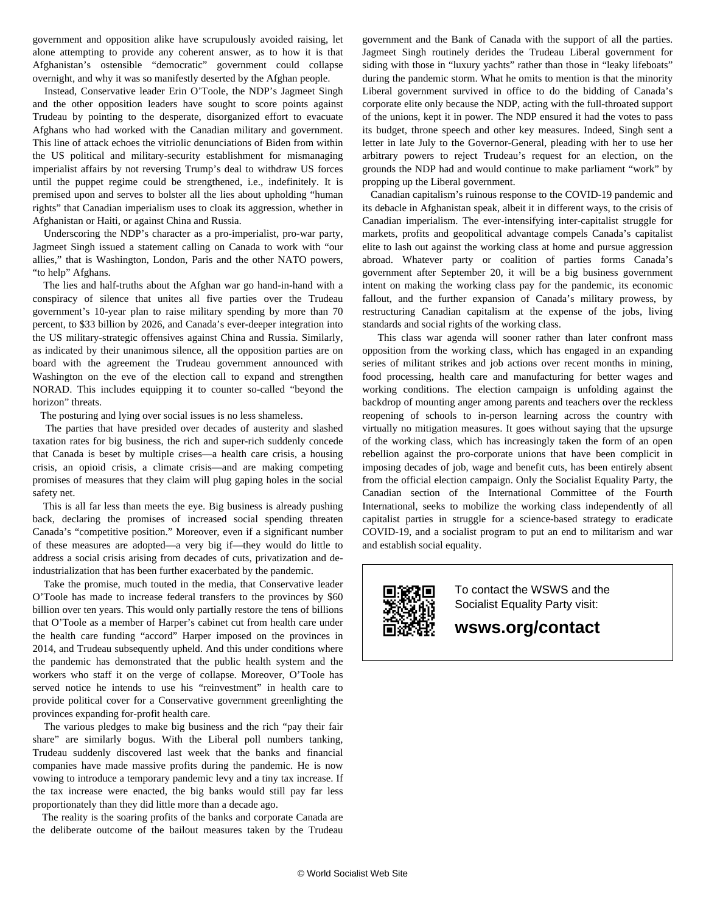government and opposition alike have scrupulously avoided raising, let alone attempting to provide any coherent answer, as to how it is that Afghanistan's ostensible "democratic" government could collapse overnight, and why it was so manifestly deserted by the Afghan people.

Instead, Conservative leader Erin O'Toole, the NDP's Jagmeet Singh and the other opposition leaders have sought to score points against Trudeau by pointing to the desperate, disorganized effort to evacuate Afghans who had worked with the Canadian military and government. This line of attack echoes the vitriolic denunciations of Biden from within the US political and military-security establishment for mismanaging imperialist affairs by not reversing Trump's deal to withdraw US forces until the puppet regime could be strengthened, i.e., indefinitely. It is premised upon and serves to bolster all the lies about upholding "human rights" that Canadian imperialism uses to cloak its aggression, whether in Afghanistan or Haiti, or against China and Russia.

Underscoring the NDP's character as a pro-imperialist, pro-war party, Jagmeet Singh issued a statement calling on Canada to work with "our allies," that is Washington, London, Paris and the other NATO powers, "to help" Afghans.

The lies and half-truths about the Afghan war go hand-in-hand with a conspiracy of silence that unites all five parties over the Trudeau government's 10-year plan to raise military spending by more than 70 percent, to $33 billion by 2026, and Canada's ever-deeper integration into the US military-strategic offensives against China and Russia. Similarly, as indicated by their unanimous silence, all the opposition parties are on board with the agreement the Trudeau government announced with Washington on the eve of the election call to expand and strengthen NORAD. This includes equipping it to counter so-called "beyond the horizon" threats.

The posturing and lying over social issues is no less shameless.

The parties that have presided over decades of austerity and slashed taxation rates for big business, the rich and super-rich suddenly concede that Canada is beset by multiple crises—a health care crisis, a housing crisis, an opioid crisis, a climate crisis—and are making competing promises of measures that they claim will plug gaping holes in the social safety net.

This is all far less than meets the eye. Big business is already pushing back, declaring the promises of increased social spending threaten Canada's "competitive position." Moreover, even if a significant number of these measures are adopted—a very big if—they would do little to address a social crisis arising from decades of cuts, privatization and de-industrialization that has been further exacerbated by the pandemic.

Take the promise, much touted in the media, that Conservative leader O'Toole has made to increase federal transfers to the provinces by $60 billion over ten years. This would only partially restore the tens of billions that O'Toole as a member of Harper's cabinet cut from health care under the health care funding "accord" Harper imposed on the provinces in 2014, and Trudeau subsequently upheld. And this under conditions where the pandemic has demonstrated that the public health system and the workers who staff it on the verge of collapse. Moreover, O'Toole has served notice he intends to use his "reinvestment" in health care to provide political cover for a Conservative government greenlighting the provinces expanding for-profit health care.

The various pledges to make big business and the rich "pay their fair share" are similarly bogus. With the Liberal poll numbers tanking, Trudeau suddenly discovered last week that the banks and financial companies have made massive profits during the pandemic. He is now vowing to introduce a temporary pandemic levy and a tiny tax increase. If the tax increase were enacted, the big banks would still pay far less proportionately than they did little more than a decade ago.

The reality is the soaring profits of the banks and corporate Canada are the deliberate outcome of the bailout measures taken by the Trudeau government and the Bank of Canada with the support of all the parties. Jagmeet Singh routinely derides the Trudeau Liberal government for siding with those in "luxury yachts" rather than those in "leaky lifeboats" during the pandemic storm. What he omits to mention is that the minority Liberal government survived in office to do the bidding of Canada's corporate elite only because the NDP, acting with the full-throated support of the unions, kept it in power. The NDP ensured it had the votes to pass its budget, throne speech and other key measures. Indeed, Singh sent a letter in late July to the Governor-General, pleading with her to use her arbitrary powers to reject Trudeau's request for an election, on the grounds the NDP had and would continue to make parliament "work" by propping up the Liberal government.

Canadian capitalism's ruinous response to the COVID-19 pandemic and its debacle in Afghanistan speak, albeit it in different ways, to the crisis of Canadian imperialism. The ever-intensifying inter-capitalist struggle for markets, profits and geopolitical advantage compels Canada's capitalist elite to lash out against the working class at home and pursue aggression abroad. Whatever party or coalition of parties forms Canada's government after September 20, it will be a big business government intent on making the working class pay for the pandemic, its economic fallout, and the further expansion of Canada's military prowess, by restructuring Canadian capitalism at the expense of the jobs, living standards and social rights of the working class.

This class war agenda will sooner rather than later confront mass opposition from the working class, which has engaged in an expanding series of militant strikes and job actions over recent months in mining, food processing, health care and manufacturing for better wages and working conditions. The election campaign is unfolding against the backdrop of mounting anger among parents and teachers over the reckless reopening of schools to in-person learning across the country with virtually no mitigation measures. It goes without saying that the upsurge of the working class, which has increasingly taken the form of an open rebellion against the pro-corporate unions that have been complicit in imposing decades of job, wage and benefit cuts, has been entirely absent from the official election campaign. Only the Socialist Equality Party, the Canadian section of the International Committee of the Fourth International, seeks to mobilize the working class independently of all capitalist parties in struggle for a science-based strategy to eradicate COVID-19, and a socialist program to put an end to militarism and war and establish social equality.

To contact the WSWS and the Socialist Equality Party visit:

**wsws.org/contact**